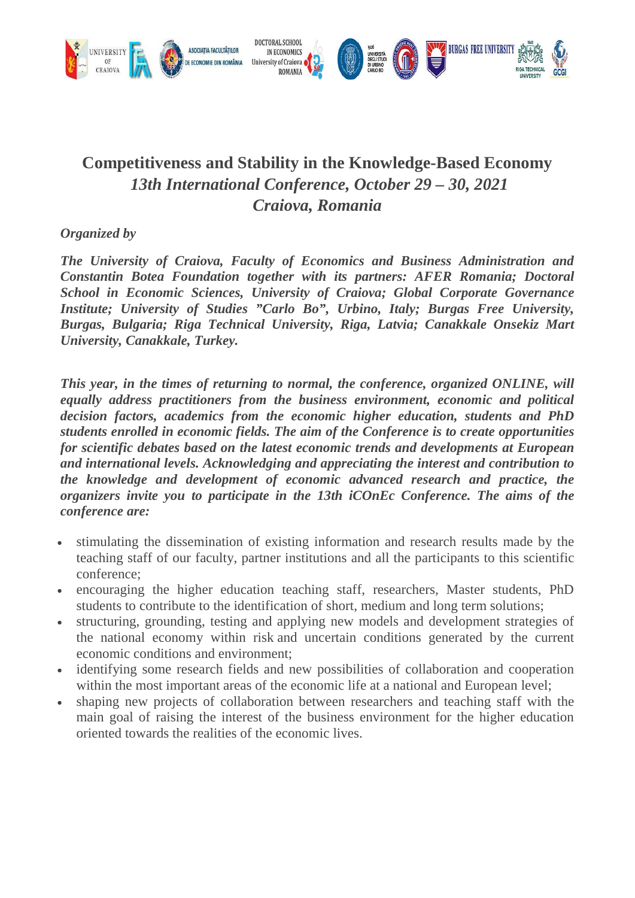# Competitiveness and Stability in the Knowledge-Based Economy

## *13th International Conference, October 29 – 30, 2021*

## *Craiova, Romania*

***Organized by***

***The University of Craiova, Faculty of Economics and Business Administration and Constantin Botea Foundation together with its partners: AFER Romania; Doctoral School in Economic Sciences, University of Craiova; Global Corporate Governance Institute; University of Studies "Carlo Bo", Urbino, Italy; Burgas Free University, Burgas, Bulgaria; Riga Technical University, Riga, Latvia; Canakkale Onsekiz Mart University, Canakkale, Turkey.***

***This year, in the times of returning to normal, the conference, organized ONLINE, will equally address practitioners from the business environment, economic and political decision factors, academics from the economic higher education, students and PhD students enrolled in economic fields. The aim of the Conference is to create opportunities for scientific debates based on the latest economic trends and developments at European and international levels. Acknowledging and appreciating the interest and contribution to the knowledge and development of economic advanced research and practice, the organizers invite you to participate in the 13th iCOnEc Conference. The aims of the conference are:***

- stimulating the dissemination of existing information and research results made by the teaching staff of our faculty, partner institutions and all the participants to this scientific conference;
- encouraging the higher education teaching staff, researchers, Master students, PhD students to contribute to the identification of short, medium and long term solutions;
- structuring, grounding, testing and applying new models and development strategies of the national economy within risk and uncertain conditions generated by the current economic conditions and environment;
- identifying some research fields and new possibilities of collaboration and cooperation within the most important areas of the economic life at a national and European level;
- shaping new projects of collaboration between researchers and teaching staff with the main goal of raising the interest of the business environment for the higher education oriented towards the realities of the economic lives.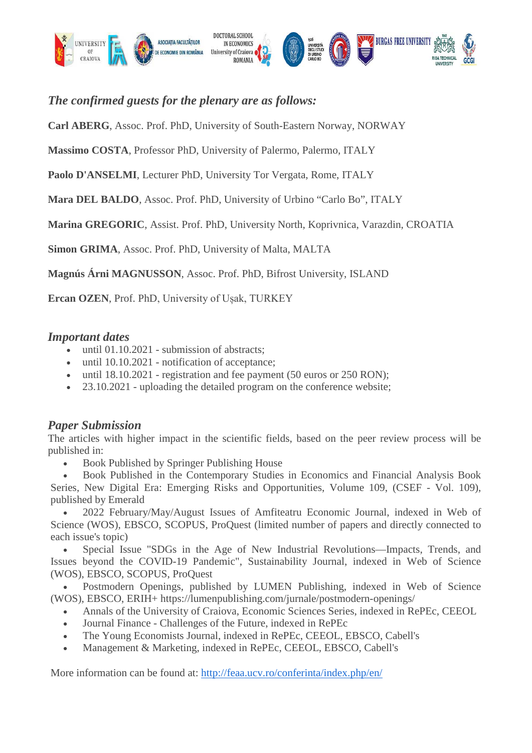### *The confirmed guests for the plenary are as follows:*

**Carl ABERG**, Assoc. Prof. PhD, University of South-Eastern Norway, NORWAY

**Massimo COSTA**, Professor PhD, University of Palermo, Palermo, ITALY

**Paolo D'ANSELMI**, Lecturer PhD, University Tor Vergata, Rome, ITALY

**Mara DEL BALDO**, Assoc. Prof. PhD, University of Urbino "Carlo Bo", ITALY

**Marina GREGORIC**, Assist. Prof. PhD, University North, Koprivnica, Varazdin, CROATIA

**Simon GRIMA**, Assoc. Prof. PhD, University of Malta, MALTA

**Magnús Árni MAGNUSSON**, Assoc. Prof. PhD, Bifrost University, ISLAND

**Ercan OZEN**, Prof. PhD, University of Uşak, TURKEY

### *Important dates*

- until 01.10.2021 - submission of abstracts;
- until 10.10.2021 - notification of acceptance;
- until 18.10.2021 - registration and fee payment (50 euros or 250 RON);
- 23.10.2021 - uploading the detailed program on the conference website;

### *Paper Submission*

The articles with higher impact in the scientific fields, based on the peer review process will be published in:

- Book Published by Springer Publishing House
- Book Published in the Contemporary Studies in Economics and Financial Analysis Book Series, New Digital Era: Emerging Risks and Opportunities, Volume 109, (CSEF - Vol. 109), published by Emerald
- 2022 February/May/August Issues of Amfiteatru Economic Journal, indexed in Web of Science (WOS), EBSCO, SCOPUS, ProQuest (limited number of papers and directly connected to each issue's topic)
- Special Issue "SDGs in the Age of New Industrial Revolutions—Impacts, Trends, and Issues beyond the COVID-19 Pandemic", Sustainability Journal, indexed in Web of Science (WOS), EBSCO, SCOPUS, ProQuest
- Postmodern Openings, published by LUMEN Publishing, indexed in Web of Science (WOS), EBSCO, ERIH+ https://lumenpublishing.com/jurnale/postmodern-openings/
- Annals of the University of Craiova, Economic Sciences Series, indexed in RePEc, CEEOL
- Journal Finance - Challenges of the Future, indexed in RePEc
- The Young Economists Journal, indexed in RePEc, CEEOL, EBSCO, Cabell's
- Management & Marketing, indexed in RePEc, CEEOL, EBSCO, Cabell's

More information can be found at: http://feaa.ucv.ro/conferinta/index.php/en/